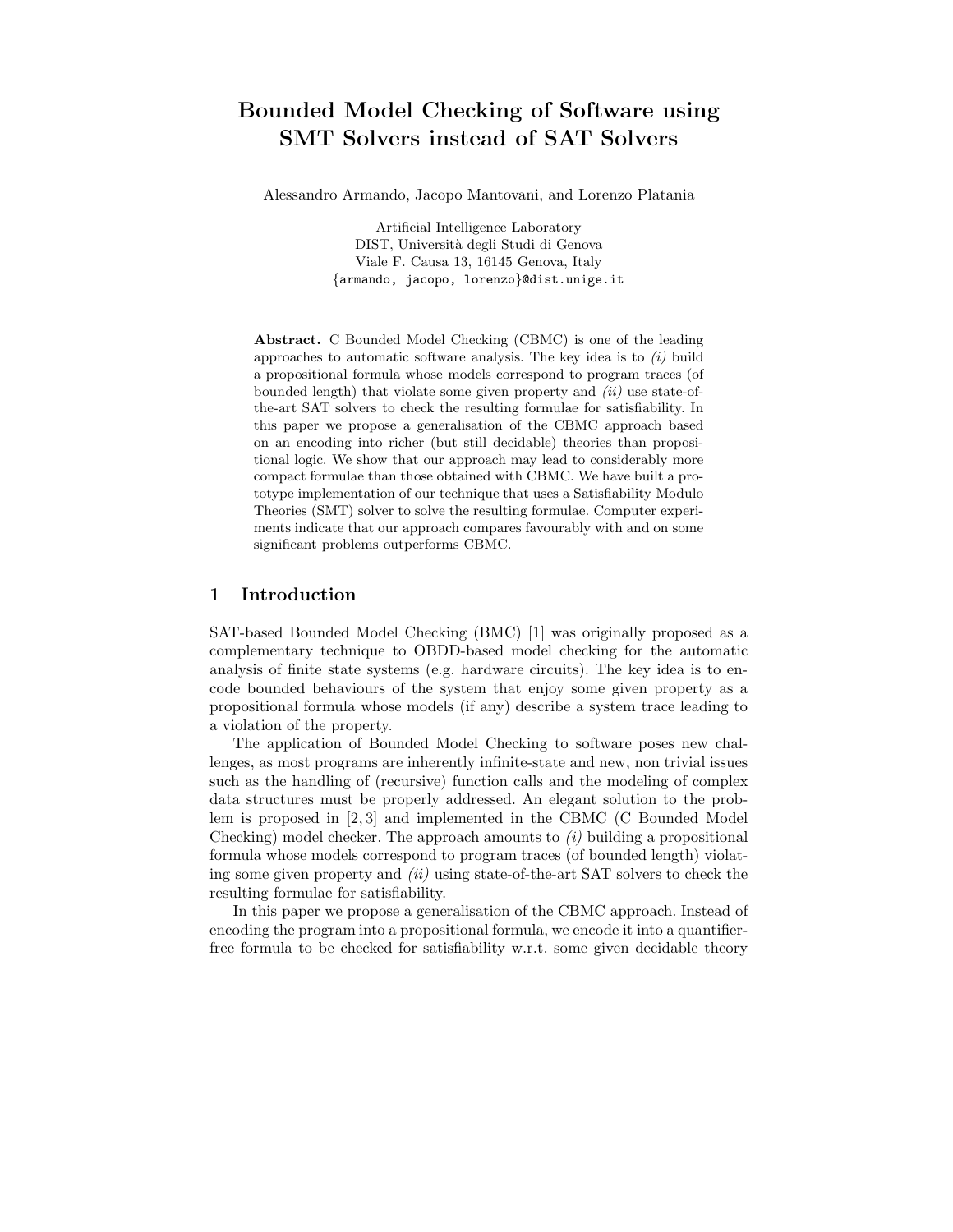# Bounded Model Checking of Software using SMT Solvers instead of SAT Solvers

Alessandro Armando, Jacopo Mantovani, and Lorenzo Platania

Artificial Intelligence Laboratory
DIST, Università degli Studi di Genova
Viale F. Causa 13, 16145 Genova, Italy
{armando, jacopo, lorenzo}@dist.unige.it

**Abstract.** C Bounded Model Checking (CBMC) is one of the leading approaches to automatic software analysis. The key idea is to *(i)* build a propositional formula whose models correspond to program traces (of bounded length) that violate some given property and *(ii)* use state-of-the-art SAT solvers to check the resulting formulae for satisfiability. In this paper we propose a generalisation of the CBMC approach based on an encoding into richer (but still decidable) theories than propositional logic. We show that our approach may lead to considerably more compact formulae than those obtained with CBMC. We have built a prototype implementation of our technique that uses a Satisfiability Modulo Theories (SMT) solver to solve the resulting formulae. Computer experiments indicate that our approach compares favourably with and on some significant problems outperforms CBMC.

## 1 Introduction

SAT-based Bounded Model Checking (BMC) [1] was originally proposed as a complementary technique to OBDD-based model checking for the automatic analysis of finite state systems (e.g. hardware circuits). The key idea is to encode bounded behaviours of the system that enjoy some given property as a propositional formula whose models (if any) describe a system trace leading to a violation of the property.

The application of Bounded Model Checking to software poses new challenges, as most programs are inherently infinite-state and new, non trivial issues such as the handling of (recursive) function calls and the modeling of complex data structures must be properly addressed. An elegant solution to the problem is proposed in [2, 3] and implemented in the CBMC (C Bounded Model Checking) model checker. The approach amounts to *(i)* building a propositional formula whose models correspond to program traces (of bounded length) violating some given property and *(ii)* using state-of-the-art SAT solvers to check the resulting formulae for satisfiability.

In this paper we propose a generalisation of the CBMC approach. Instead of encoding the program into a propositional formula, we encode it into a quantifier-free formula to be checked for satisfiability w.r.t. some given decidable theory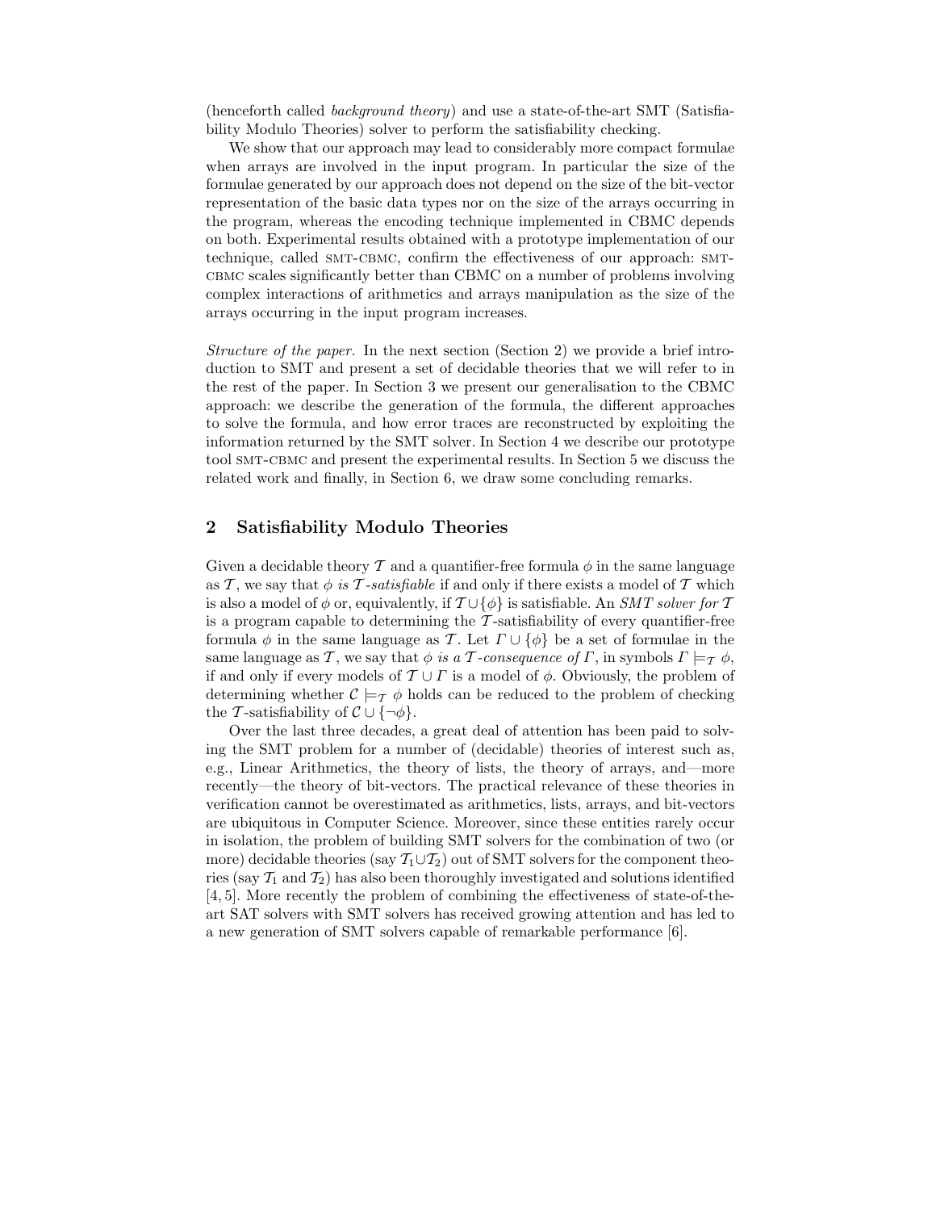(henceforth called *background theory*) and use a state-of-the-art SMT (Satisfiability Modulo Theories) solver to perform the satisfiability checking.

We show that our approach may lead to considerably more compact formulae when arrays are involved in the input program. In particular the size of the formulae generated by our approach does not depend on the size of the bit-vector representation of the basic data types nor on the size of the arrays occurring in the program, whereas the encoding technique implemented in CBMC depends on both. Experimental results obtained with a prototype implementation of our technique, called SMT-CBMC, confirm the effectiveness of our approach: SMT-CBMC scales significantly better than CBMC on a number of problems involving complex interactions of arithmetics and arrays manipulation as the size of the arrays occurring in the input program increases.

*Structure of the paper.* In the next section (Section 2) we provide a brief introduction to SMT and present a set of decidable theories that we will refer to in the rest of the paper. In Section 3 we present our generalisation to the CBMC approach: we describe the generation of the formula, the different approaches to solve the formula, and how error traces are reconstructed by exploiting the information returned by the SMT solver. In Section 4 we describe our prototype tool SMT-CBMC and present the experimental results. In Section 5 we discuss the related work and finally, in Section 6, we draw some concluding remarks.

## 2 Satisfiability Modulo Theories

Given a decidable theory $\mathcal{T}$ and a quantifier-free formula $\phi$ in the same language as $\mathcal{T}$, we say that $\phi$ *is* $\mathcal{T}$*-satisfiable* if and only if there exists a model of $\mathcal{T}$ which is also a model of $\phi$ or, equivalently, if $\mathcal{T} \cup \{\phi\}$ is satisfiable. An *SMT solver for* $\mathcal{T}$ is a program capable to determining the $\mathcal{T}$-satisfiability of every quantifier-free formula $\phi$ in the same language as $\mathcal{T}$. Let $\Gamma \cup \{\phi\}$ be a set of formulae in the same language as $\mathcal{T}$, we say that $\phi$ *is a* $\mathcal{T}$*-consequence of* $\Gamma$, in symbols $\Gamma \models_{\mathcal{T}} \phi$, if and only if every models of $\mathcal{T} \cup \Gamma$ is a model of $\phi$. Obviously, the problem of determining whether $\mathcal{C} \models_{\mathcal{T}} \phi$ holds can be reduced to the problem of checking the $\mathcal{T}$-satisfiability of $\mathcal{C} \cup \{\neg\phi\}$.

Over the last three decades, a great deal of attention has been paid to solving the SMT problem for a number of (decidable) theories of interest such as, e.g., Linear Arithmetics, the theory of lists, the theory of arrays, and—more recently—the theory of bit-vectors. The practical relevance of these theories in verification cannot be overestimated as arithmetics, lists, arrays, and bit-vectors are ubiquitous in Computer Science. Moreover, since these entities rarely occur in isolation, the problem of building SMT solvers for the combination of two (or more) decidable theories (say $\mathcal{T}_1 \cup \mathcal{T}_2$) out of SMT solvers for the component theories (say $\mathcal{T}_1$ and $\mathcal{T}_2$) has also been thoroughly investigated and solutions identified [4, 5]. More recently the problem of combining the effectiveness of state-of-the-art SAT solvers with SMT solvers has received growing attention and has led to a new generation of SMT solvers capable of remarkable performance [6].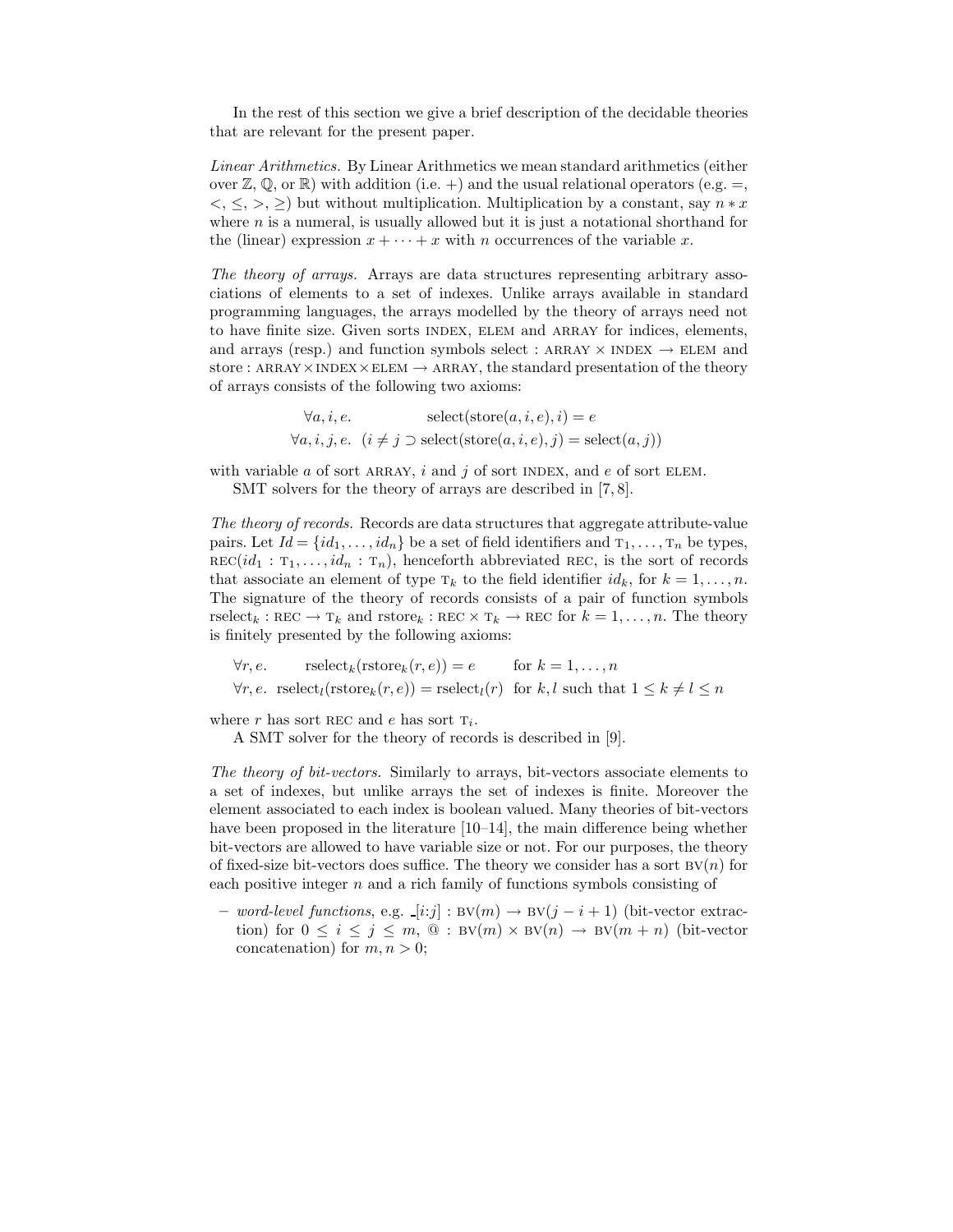In the rest of this section we give a brief description of the decidable theories that are relevant for the present paper.

*Linear Arithmetics.* By Linear Arithmetics we mean standard arithmetics (either over $\mathbb{Z}$, $\mathbb{Q}$, or $\mathbb{R}$) with addition (i.e. $+$) and the usual relational operators (e.g. $=$, $<$, $\leq$, $>$, $\geq$) but without multiplication. Multiplication by a constant, say $n * x$ where $n$ is a numeral, is usually allowed but it is just a notational shorthand for the (linear) expression $x + \cdots + x$ with $n$ occurrences of the variable $x$.

*The theory of arrays.* Arrays are data structures representing arbitrary associations of elements to a set of indexes. Unlike arrays available in standard programming languages, the arrays modelled by the theory of arrays need not to have finite size. Given sorts INDEX, ELEM and ARRAY for indices, elements, and arrays (resp.) and function symbols select : ARRAY $\times$ INDEX $\rightarrow$ ELEM and store : ARRAY$\times$INDEX$\times$ELEM $\rightarrow$ ARRAY, the standard presentation of the theory of arrays consists of the following two axioms:

$$\forall a, i, e. \quad \text{select}(\text{store}(a, i, e), i) = e$$

$$\forall a, i, j, e. \quad (i \neq j \supset \text{select}(\text{store}(a, i, e), j) = \text{select}(a, j))$$

with variable $a$ of sort ARRAY, $i$ and $j$ of sort INDEX, and $e$ of sort ELEM.

SMT solvers for the theory of arrays are described in [7, 8].

*The theory of records.* Records are data structures that aggregate attribute-value pairs. Let $Id = \{id_1, \ldots, id_n\}$ be a set of field identifiers and $\text{T}_1, \ldots, \text{T}_n$ be types, $\text{REC}(id_1 : \text{T}_1, \ldots, id_n : \text{T}_n)$, henceforth abbreviated REC, is the sort of records that associate an element of type $\text{T}_k$ to the field identifier $id_k$, for $k = 1, \ldots, n$. The signature of the theory of records consists of a pair of function symbols $\text{rselect}_k : \text{REC} \rightarrow \text{T}_k$ and $\text{rstore}_k : \text{REC} \times \text{T}_k \rightarrow \text{REC}$ for $k = 1, \ldots, n$. The theory is finitely presented by the following axioms:

$$\forall r, e. \quad \text{rselect}_k(\text{rstore}_k(r, e)) = e \qquad \text{for } k = 1, \ldots, n$$

$$\forall r, e. \quad \text{rselect}_l(\text{rstore}_k(r, e)) = \text{rselect}_l(r) \quad \text{for } k, l \text{ such that } 1 \leq k \neq l \leq n$$

where $r$ has sort REC and $e$ has sort $\text{T}_i$.

A SMT solver for the theory of records is described in [9].

*The theory of bit-vectors.* Similarly to arrays, bit-vectors associate elements to a set of indexes, but unlike arrays the set of indexes is finite. Moreover the element associated to each index is boolean valued. Many theories of bit-vectors have been proposed in the literature [10–14], the main difference being whether bit-vectors are allowed to have variable size or not. For our purposes, the theory of fixed-size bit-vectors does suffice. The theory we consider has a sort $\text{BV}(n)$ for each positive integer $n$ and a rich family of functions symbols consisting of

- *word-level functions*, e.g. $\_[i{:}j] : \text{BV}(m) \rightarrow \text{BV}(j - i + 1)$ (bit-vector extraction) for $0 \leq i \leq j \leq m$, $@ : \text{BV}(m) \times \text{BV}(n) \rightarrow \text{BV}(m + n)$ (bit-vector concatenation) for $m, n > 0$;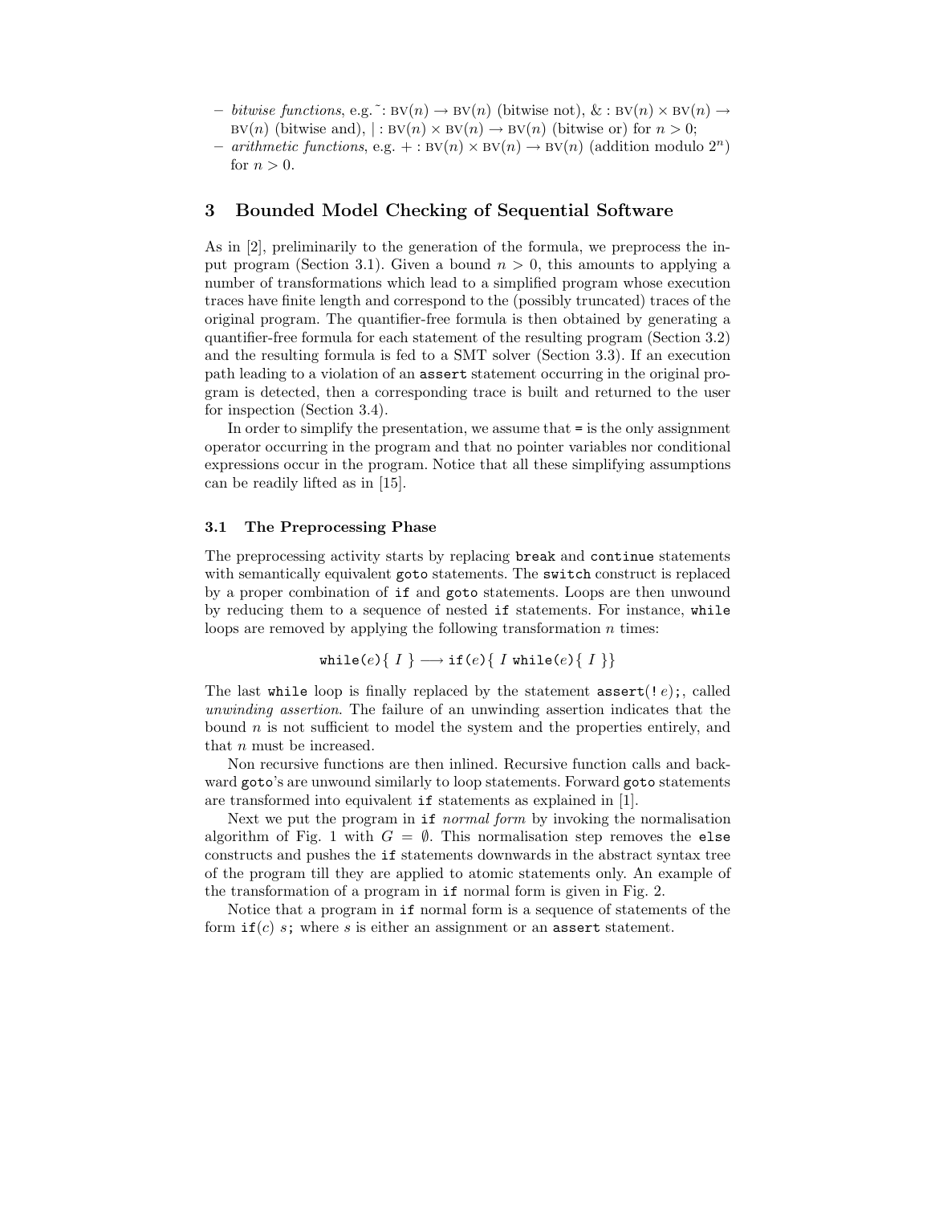- *bitwise functions*, e.g. $\tilde{}: \text{BV}(n) \rightarrow \text{BV}(n)$ (bitwise not), $\& : \text{BV}(n) \times \text{BV}(n) \rightarrow \text{BV}(n)$ (bitwise and), $| : \text{BV}(n) \times \text{BV}(n) \rightarrow \text{BV}(n)$ (bitwise or) for $n > 0$;
- *arithmetic functions*, e.g. $+ : \text{BV}(n) \times \text{BV}(n) \rightarrow \text{BV}(n)$ (addition modulo $2^n$) for $n > 0$.

## 3 Bounded Model Checking of Sequential Software

As in [2], preliminarily to the generation of the formula, we preprocess the input program (Section 3.1). Given a bound $n > 0$, this amounts to applying a number of transformations which lead to a simplified program whose execution traces have finite length and correspond to the (possibly truncated) traces of the original program. The quantifier-free formula is then obtained by generating a quantifier-free formula for each statement of the resulting program (Section 3.2) and the resulting formula is fed to a SMT solver (Section 3.3). If an execution path leading to a violation of an `assert` statement occurring in the original program is detected, then a corresponding trace is built and returned to the user for inspection (Section 3.4).

In order to simplify the presentation, we assume that `=` is the only assignment operator occurring in the program and that no pointer variables nor conditional expressions occur in the program. Notice that all these simplifying assumptions can be readily lifted as in [15].

### 3.1 The Preprocessing Phase

The preprocessing activity starts by replacing `break` and `continue` statements with semantically equivalent `goto` statements. The `switch` construct is replaced by a proper combination of `if` and `goto` statements. Loops are then unwound by reducing them to a sequence of nested `if` statements. For instance, `while` loops are removed by applying the following transformation $n$ times:

$$\texttt{while}(e)\{\ I\ \} \longrightarrow \texttt{if}(e)\{\ I\ \texttt{while}(e)\{\ I\ \}\}$$

The last `while` loop is finally replaced by the statement `assert(!`$e$`);`, called *unwinding assertion*. The failure of an unwinding assertion indicates that the bound $n$ is not sufficient to model the system and the properties entirely, and that $n$ must be increased.

Non recursive functions are then inlined. Recursive function calls and backward `goto`'s are unwound similarly to loop statements. Forward `goto` statements are transformed into equivalent `if` statements as explained in [1].

Next we put the program in `if` *normal form* by invoking the normalisation algorithm of Fig. 1 with $G = \emptyset$. This normalisation step removes the `else` constructs and pushes the `if` statements downwards in the abstract syntax tree of the program till they are applied to atomic statements only. An example of the transformation of a program in `if` normal form is given in Fig. 2.

Notice that a program in `if` normal form is a sequence of statements of the form `if(`$c$`)` $s$`;` where $s$ is either an assignment or an `assert` statement.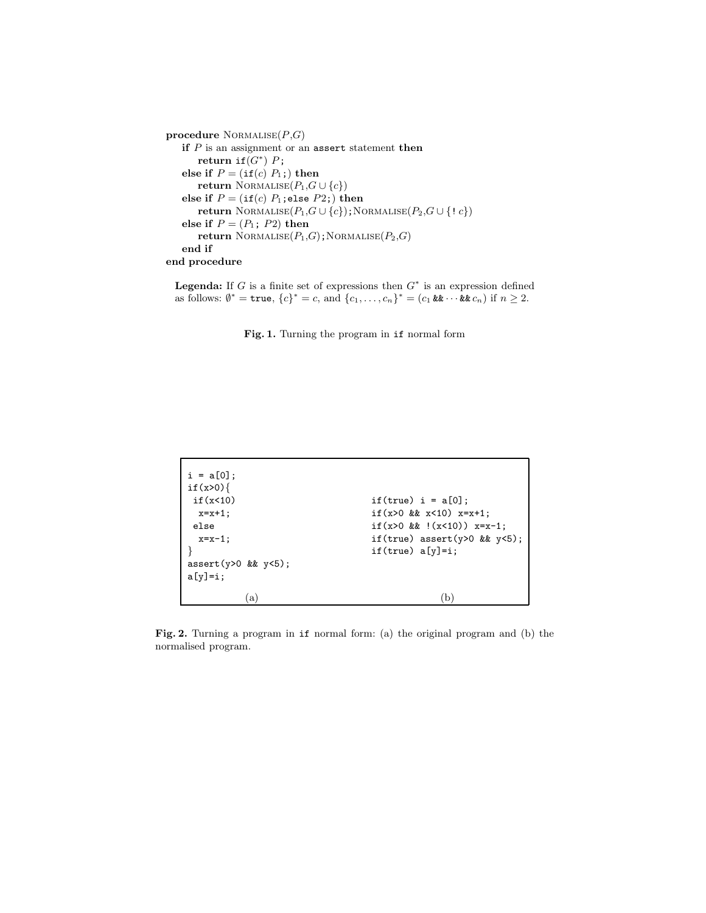```
procedure NORMALISE(P,G)
    if P is an assignment or an assert statement then
        return if(G*) P;
    else if P = (if(c) P1;) then
        return NORMALISE(P1,G ∪ {c})
    else if P = (if(c) P1;else P2;) then
        return NORMALISE(P1,G ∪ {c});NORMALISE(P2,G ∪ {! c})
    else if P = (P1; P2) then
        return NORMALISE(P1,G);NORMALISE(P2,G)
    end if
end procedure
```

**Legenda:** If $G$ is a finite set of expressions then $G^*$ is an expression defined as follows: $\emptyset^* = \texttt{true}$, $\{c\}^* = c$, and $\{c_1, \ldots, c_n\}^* = (c_1 \;\texttt{\&\&} \cdots \texttt{\&\&}\; c_n)$ if $n \geq 2$.

**Fig. 1.** Turning the program in `if` normal form

(a)

```
i = a[0];
if(x>0){
 if(x<10)
  x=x+1;
 else
  x=x-1;
}
assert(y>0 && y<5);
a[y]=i;
```

(b)

```
if(true) i = a[0];
if(x>0 && x<10) x=x+1;
if(x>0 && !(x<10)) x=x-1;
if(true) assert(y>0 && y<5);
if(true) a[y]=i;
```

**Fig. 2.** Turning a program in `if` normal form: (a) the original program and (b) the normalised program.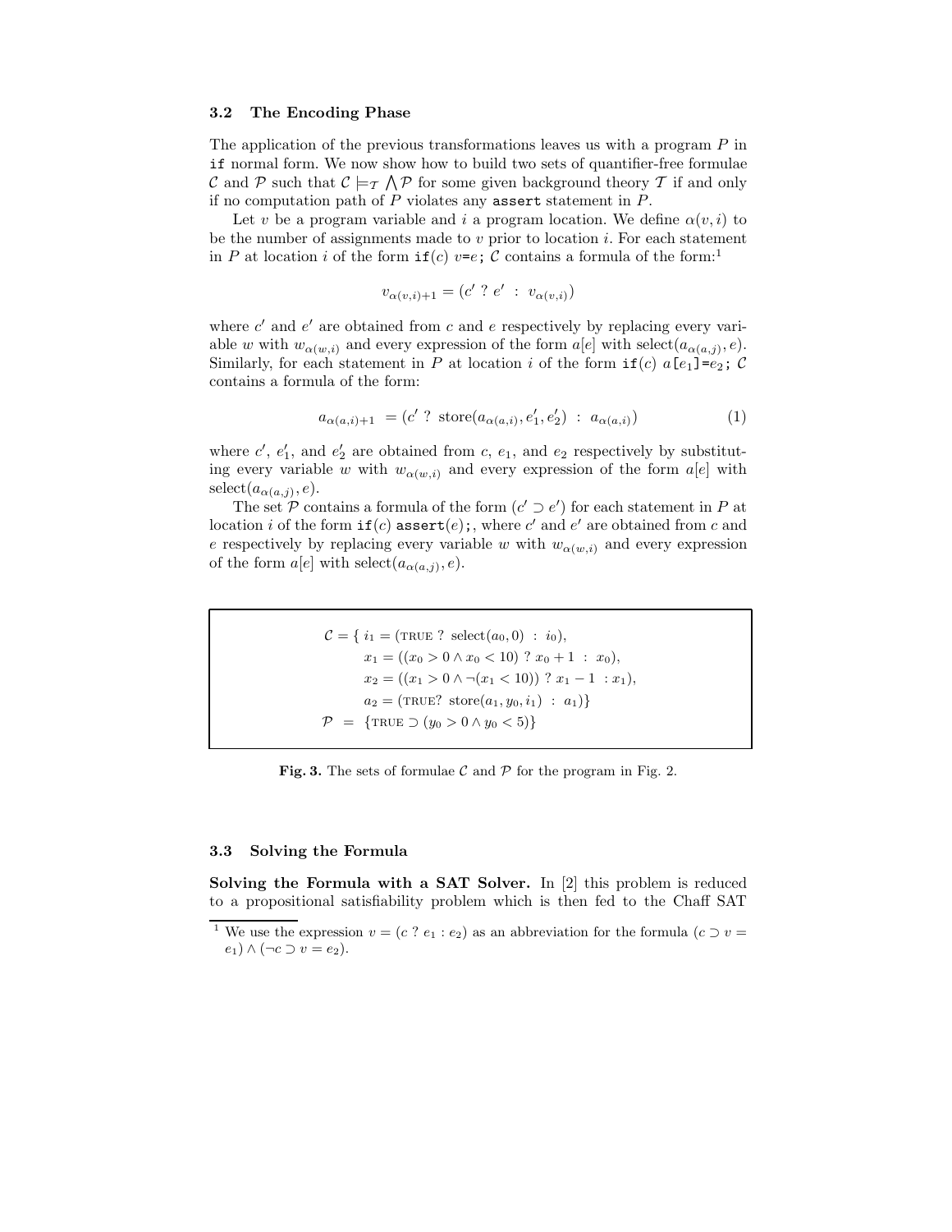### 3.2 The Encoding Phase

The application of the previous transformations leaves us with a program $P$ in `if` normal form. We now show how to build two sets of quantifier-free formulae $\mathcal{C}$ and $\mathcal{P}$ such that $\mathcal{C} \models_{\mathcal{T}} \bigwedge \mathcal{P}$ for some given background theory $\mathcal{T}$ if and only if no computation path of $P$ violates any `assert` statement in $P$.

Let $v$ be a program variable and $i$ a program location. We define $\alpha(v, i)$ to be the number of assignments made to $v$ prior to location $i$. For each statement in $P$ at location $i$ of the form `if(`$c$`)` $v$`=`$e$`;` $\mathcal{C}$ contains a formula of the form:[1]

$$v_{\alpha(v,i)+1} = (c' \; ? \; e' \; : \; v_{\alpha(v,i)})$$

where $c'$ and $e'$ are obtained from $c$ and $e$ respectively by replacing every variable $w$ with $w_{\alpha(w,i)}$ and every expression of the form $a[e]$ with $\text{select}(a_{\alpha(a,j)}, e)$. Similarly, for each statement in $P$ at location $i$ of the form `if(`$c$`)` $a$`[`$e_1$`]=`$e_2$`;` $\mathcal{C}$ contains a formula of the form:

$$a_{\alpha(a,i)+1} \; = (c' \; ? \; \text{store}(a_{\alpha(a,i)}, e'_1, e'_2) \; : \; a_{\alpha(a,i)}) \tag{1}$$

where $c'$, $e'_1$, and $e'_2$ are obtained from $c$, $e_1$, and $e_2$ respectively by substituting every variable $w$ with $w_{\alpha(w,i)}$ and every expression of the form $a[e]$ with $\text{select}(a_{\alpha(a,j)}, e)$.

The set $\mathcal{P}$ contains a formula of the form $(c' \supset e')$ for each statement in $P$ at location $i$ of the form `if(`$c$`) assert(`$e$`);`, where $c'$ and $e'$ are obtained from $c$ and $e$ respectively by replacing every variable $w$ with $w_{\alpha(w,i)}$ and every expression of the form $a[e]$ with $\text{select}(a_{\alpha(a,j)}, e)$.

$$
\begin{aligned}
\mathcal{C} = \{ \; & i_1 = (\text{TRUE} \; ? \; \text{select}(a_0, 0) \; : \; i_0), \\
& x_1 = ((x_0 > 0 \land x_0 < 10) \; ? \; x_0 + 1 \; : \; x_0), \\
& x_2 = ((x_1 > 0 \land \neg(x_1 < 10)) \; ? \; x_1 - 1 \; : x_1), \\
& a_2 = (\text{TRUE}? \; \text{store}(a_1, y_0, i_1) \; : \; a_1)\} \\
\mathcal{P} \; = \; & \{\text{TRUE} \supset (y_0 > 0 \land y_0 < 5)\}
\end{aligned}
$$

**Fig. 3.** The sets of formulae $\mathcal{C}$ and $\mathcal{P}$ for the program in Fig. 2.

### 3.3 Solving the Formula

**Solving the Formula with a SAT Solver.** In [2] this problem is reduced to a propositional satisfiability problem which is then fed to the Chaff SAT

---

[1] We use the expression $v = (c \; ? \; e_1 : e_2)$ as an abbreviation for the formula $(c \supset v = e_1) \land (\neg c \supset v = e_2)$.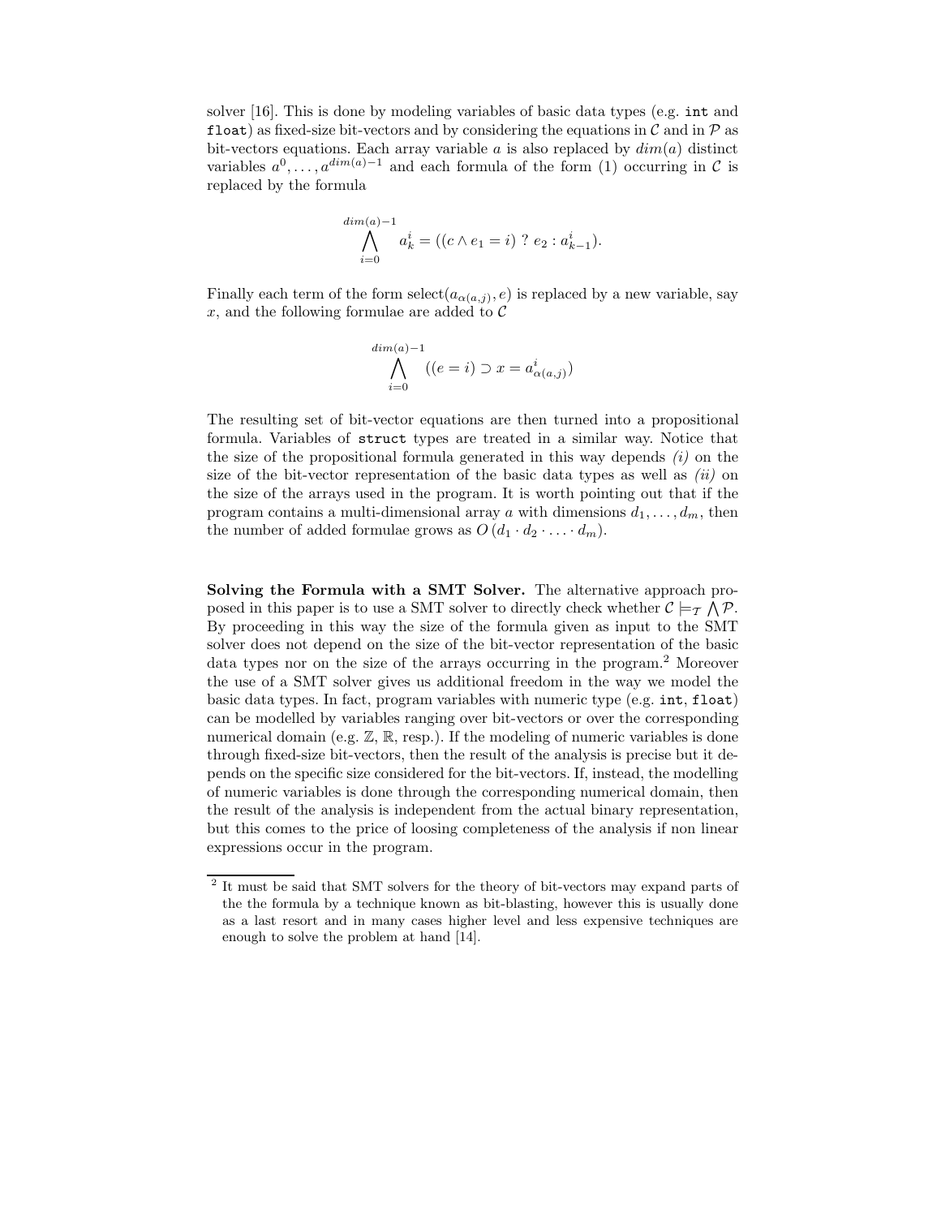solver [16]. This is done by modeling variables of basic data types (e.g. `int` and `float`) as fixed-size bit-vectors and by considering the equations in $\mathcal{C}$ and in $\mathcal{P}$ as bit-vectors equations. Each array variable $a$ is also replaced by $dim(a)$ distinct variables $a^0, \ldots, a^{dim(a)-1}$ and each formula of the form (1) occurring in $\mathcal{C}$ is replaced by the formula

$$\bigwedge_{i=0}^{dim(a)-1} a_k^i = ((c \wedge e_1 = i) \ ? \ e_2 : a_{k-1}^i).$$

Finally each term of the form $\text{select}(a_{\alpha(a,j)}, e)$ is replaced by a new variable, say $x$, and the following formulae are added to $\mathcal{C}$

$$\bigwedge_{i=0}^{dim(a)-1} ((e = i) \supset x = a_{\alpha(a,j)}^i)$$

The resulting set of bit-vector equations are then turned into a propositional formula. Variables of `struct` types are treated in a similar way. Notice that the size of the propositional formula generated in this way depends *(i)* on the size of the bit-vector representation of the basic data types as well as *(ii)* on the size of the arrays used in the program. It is worth pointing out that if the program contains a multi-dimensional array $a$ with dimensions $d_1, \ldots, d_m$, then the number of added formulae grows as $O(d_1 \cdot d_2 \cdot \ldots \cdot d_m)$.

**Solving the Formula with a SMT Solver.** The alternative approach proposed in this paper is to use a SMT solver to directly check whether $\mathcal{C} \models_{\mathcal{T}} \bigwedge \mathcal{P}$. By proceeding in this way the size of the formula given as input to the SMT solver does not depend on the size of the bit-vector representation of the basic data types nor on the size of the arrays occurring in the program.[2] Moreover the use of a SMT solver gives us additional freedom in the way we model the basic data types. In fact, program variables with numeric type (e.g. `int`, `float`) can be modelled by variables ranging over bit-vectors or over the corresponding numerical domain (e.g. $\mathbb{Z}$, $\mathbb{R}$, resp.). If the modeling of numeric variables is done through fixed-size bit-vectors, then the result of the analysis is precise but it depends on the specific size considered for the bit-vectors. If, instead, the modelling of numeric variables is done through the corresponding numerical domain, then the result of the analysis is independent from the actual binary representation, but this comes to the price of loosing completeness of the analysis if non linear expressions occur in the program.

[2] It must be said that SMT solvers for the theory of bit-vectors may expand parts of the the formula by a technique known as bit-blasting, however this is usually done as a last resort and in many cases higher level and less expensive techniques are enough to solve the problem at hand [14].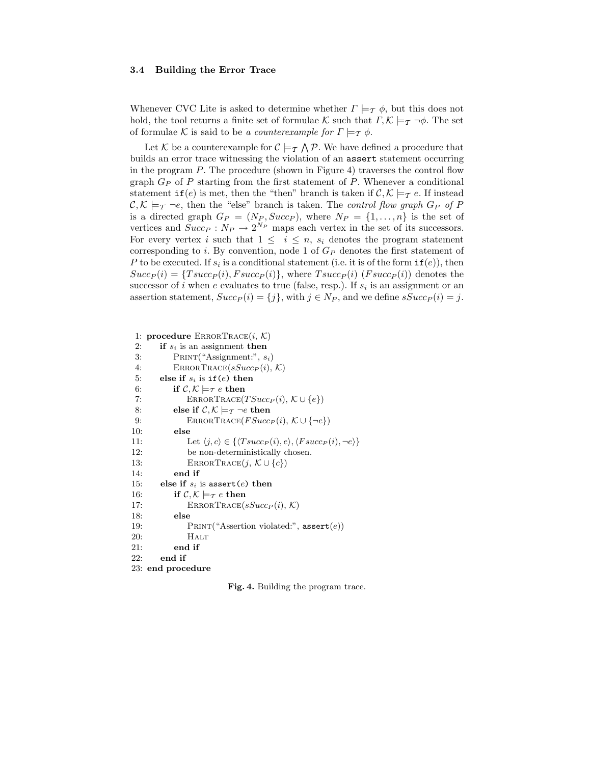### 3.4 Building the Error Trace

Whenever CVC Lite is asked to determine whether $\Gamma \models_{\mathcal{T}} \phi$, but this does not hold, the tool returns a finite set of formulae $\mathcal{K}$ such that $\Gamma, \mathcal{K} \models_{\mathcal{T}} \neg\phi$. The set of formulae $\mathcal{K}$ is said to be *a counterexample for* $\Gamma \models_{\mathcal{T}} \phi$.

Let $\mathcal{K}$ be a counterexample for $\mathcal{C} \models_{\mathcal{T}} \bigwedge \mathcal{P}$. We have defined a procedure that builds an error trace witnessing the violation of an `assert` statement occurring in the program $P$. The procedure (shown in Figure 4) traverses the control flow graph $G_P$ of $P$ starting from the first statement of $P$. Whenever a conditional statement `if`$(e)$ is met, then the "then" branch is taken if $\mathcal{C}, \mathcal{K} \models_{\mathcal{T}} e$. If instead $\mathcal{C}, \mathcal{K} \models_{\mathcal{T}} \neg e$, then the "else" branch is taken. The *control flow graph* $G_P$ *of* $P$ is a directed graph $G_P = (N_P, Succ_P)$, where $N_P = \{1, \ldots, n\}$ is the set of vertices and $Succ_P : N_P \to 2^{N_P}$ maps each vertex in the set of its successors. For every vertex $i$ such that $1 \leq i \leq n$, $s_i$ denotes the program statement corresponding to $i$. By convention, node 1 of $G_P$ denotes the first statement of $P$ to be executed. If $s_i$ is a conditional statement (i.e. it is of the form `if`$(e)$), then $Succ_P(i) = \{Tsucc_P(i), Fsucc_P(i)\}$, where $Tsucc_P(i)$ ($Fsucc_P(i)$) denotes the successor of $i$ when $e$ evaluates to true (false, resp.). If $s_i$ is an assignment or an assertion statement, $Succ_P(i) = \{j\}$, with $j \in N_P$, and we define $sSucc_P(i) = j$.

```
 1: procedure ErrorTrace(i, K)
 2:     if s_i is an assignment then
 3:         Print("Assignment:", s_i)
 4:         ErrorTrace(sSucc_P(i), K)
 5:     else if s_i is if(e) then
 6:         if C, K |=_T e then
 7:             ErrorTrace(TSucc_P(i), K ∪ {e})
 8:         else if C, K |=_T ¬e then
 9:             ErrorTrace(FSucc_P(i), K ∪ {¬e})
10:         else
11:             Let ⟨j, c⟩ ∈ {⟨Tsucc_P(i), e⟩, ⟨Fsucc_P(i), ¬e⟩}
12:             be non-deterministically chosen.
13:             ErrorTrace(j, K ∪ {c})
14:         end if
15:     else if s_i is assert(e) then
16:         if C, K |=_T e then
17:             ErrorTrace(sSucc_P(i), K)
18:         else
19:             Print("Assertion violated:", assert(e))
20:             Halt
21:         end if
22:     end if
23: end procedure
```

**Fig. 4.** Building the program trace.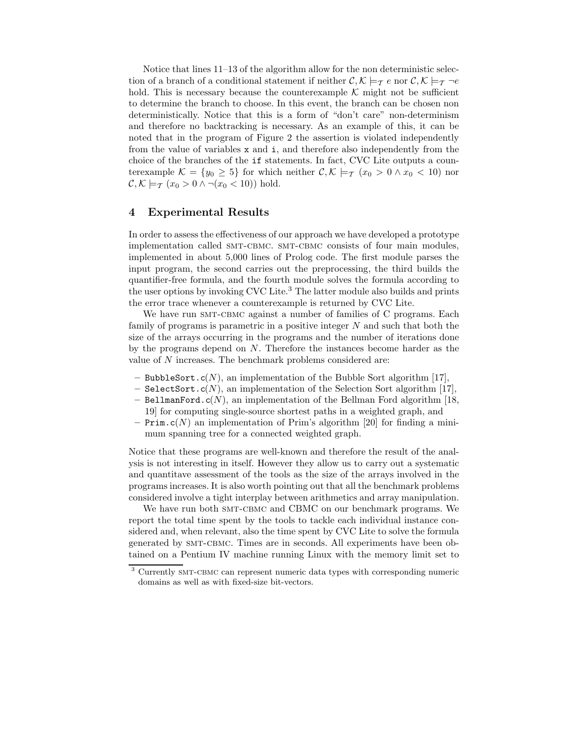Notice that lines 11–13 of the algorithm allow for the non deterministic selection of a branch of a conditional statement if neither $\mathcal{C}, \mathcal{K} \models_{\mathcal{T}} e$ nor $\mathcal{C}, \mathcal{K} \models_{\mathcal{T}} \neg e$ hold. This is necessary because the counterexample $\mathcal{K}$ might not be sufficient to determine the branch to choose. In this event, the branch can be chosen non deterministically. Notice that this is a form of "don't care" non-determinism and therefore no backtracking is necessary. As an example of this, it can be noted that in the program of Figure 2 the assertion is violated independently from the value of variables `x` and `i`, and therefore also independently from the choice of the branches of the `if` statements. In fact, CVC Lite outputs a counterexample $\mathcal{K} = \{y_0 \geq 5\}$ for which neither $\mathcal{C}, \mathcal{K} \models_{\mathcal{T}} (x_0 > 0 \wedge x_0 < 10)$ nor $\mathcal{C}, \mathcal{K} \models_{\mathcal{T}} (x_0 > 0 \wedge \neg(x_0 < 10))$ hold.

## 4 Experimental Results

In order to assess the effectiveness of our approach we have developed a prototype implementation called SMT-CBMC. SMT-CBMC consists of four main modules, implemented in about 5,000 lines of Prolog code. The first module parses the input program, the second carries out the preprocessing, the third builds the quantifier-free formula, and the fourth module solves the formula according to the user options by invoking CVC Lite.[3] The latter module also builds and prints the error trace whenever a counterexample is returned by CVC Lite.

We have run SMT-CBMC against a number of families of C programs. Each family of programs is parametric in a positive integer $N$ and such that both the size of the arrays occurring in the programs and the number of iterations done by the programs depend on $N$. Therefore the instances become harder as the value of $N$ increases. The benchmark problems considered are:

- `BubbleSort.c`($N$), an implementation of the Bubble Sort algorithm [17],
- `SelectSort.c`($N$), an implementation of the Selection Sort algorithm [17],
- `BellmanFord.c`($N$), an implementation of the Bellman Ford algorithm [18, 19] for computing single-source shortest paths in a weighted graph, and
- `Prim.c`($N$) an implementation of Prim's algorithm [20] for finding a minimum spanning tree for a connected weighted graph.

Notice that these programs are well-known and therefore the result of the analysis is not interesting in itself. However they allow us to carry out a systematic and quantitave assessment of the tools as the size of the arrays involved in the programs increases. It is also worth pointing out that all the benchmark problems considered involve a tight interplay between arithmetics and array manipulation.

We have run both SMT-CBMC and CBMC on our benchmark programs. We report the total time spent by the tools to tackle each individual instance considered and, when relevant, also the time spent by CVC Lite to solve the formula generated by SMT-CBMC. Times are in seconds. All experiments have been obtained on a Pentium IV machine running Linux with the memory limit set to

[3] Currently SMT-CBMC can represent numeric data types with corresponding numeric domains as well as with fixed-size bit-vectors.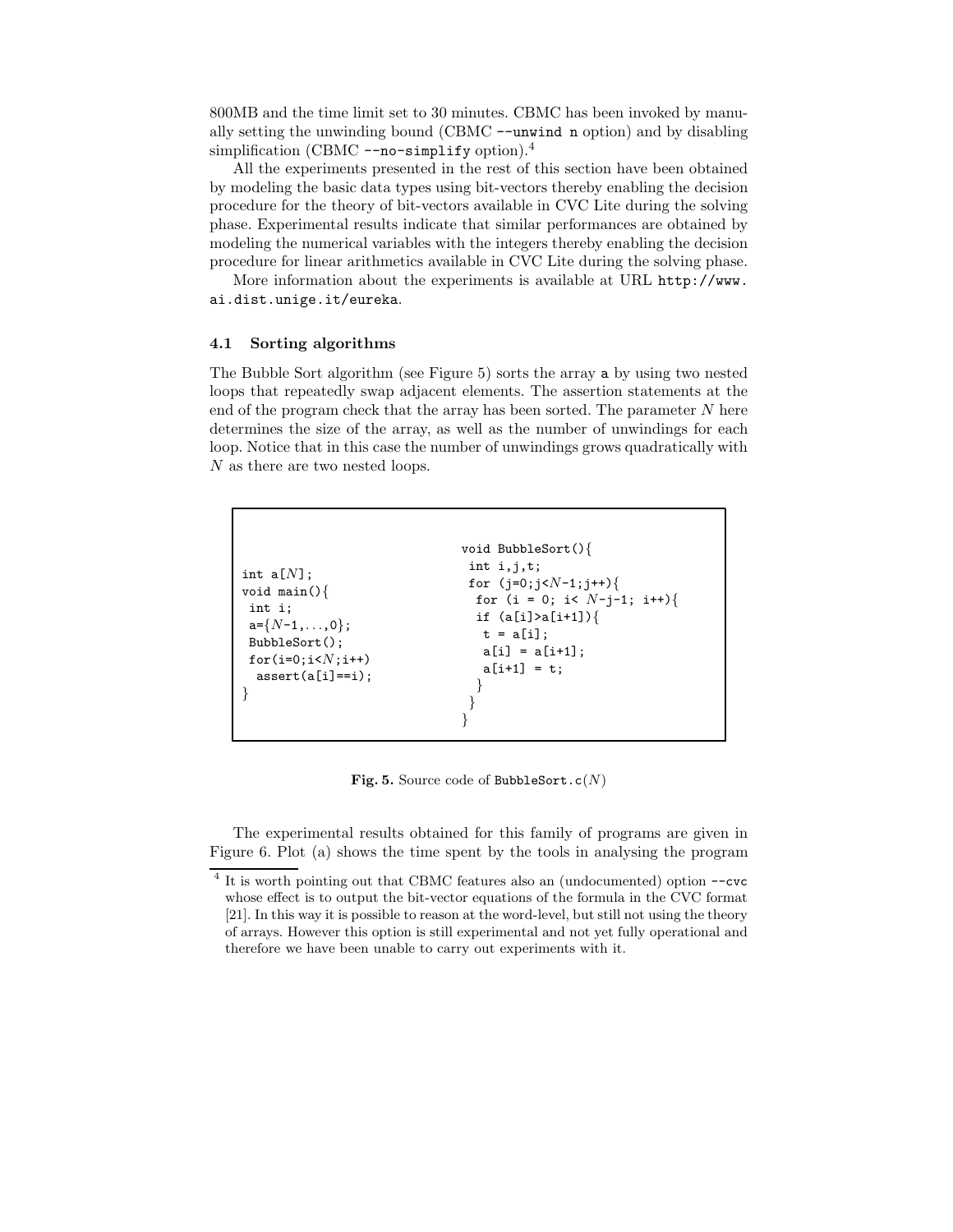800MB and the time limit set to 30 minutes. CBMC has been invoked by manually setting the unwinding bound (CBMC `--unwind n` option) and by disabling simplification (CBMC `--no-simplify` option).[4]

All the experiments presented in the rest of this section have been obtained by modeling the basic data types using bit-vectors thereby enabling the decision procedure for the theory of bit-vectors available in CVC Lite during the solving phase. Experimental results indicate that similar performances are obtained by modeling the numerical variables with the integers thereby enabling the decision procedure for linear arithmetics available in CVC Lite during the solving phase.

More information about the experiments is available at URL http://www.ai.dist.unige.it/eureka.

### 4.1 Sorting algorithms

The Bubble Sort algorithm (see Figure 5) sorts the array a by using two nested loops that repeatedly swap adjacent elements. The assertion statements at the end of the program check that the array has been sorted. The parameter $N$ here determines the size of the array, as well as the number of unwindings for each loop. Notice that in this case the number of unwindings grows quadratically with $N$ as there are two nested loops.

```
int a[N];
void main(){
 int i;
 a={N-1,...,0};
 BubbleSort();
 for(i=0;i<N;i++)
  assert(a[i]==i);
}
```

```
void BubbleSort(){
 int i,j,t;
 for (j=0;j<N-1;j++){
  for (i = 0; i< N-j-1; i++){
   if (a[i]>a[i+1]){
    t = a[i];
    a[i] = a[i+1];
    a[i+1] = t;
   }
  }
 }
}
```

**Fig. 5.** Source code of `BubbleSort.c`($N$)

The experimental results obtained for this family of programs are given in Figure 6. Plot (a) shows the time spent by the tools in analysing the program

[4] It is worth pointing out that CBMC features also an (undocumented) option `--cvc` whose effect is to output the bit-vector equations of the formula in the CVC format [21]. In this way it is possible to reason at the word-level, but still not using the theory of arrays. However this option is still experimental and not yet fully operational and therefore we have been unable to carry out experiments with it.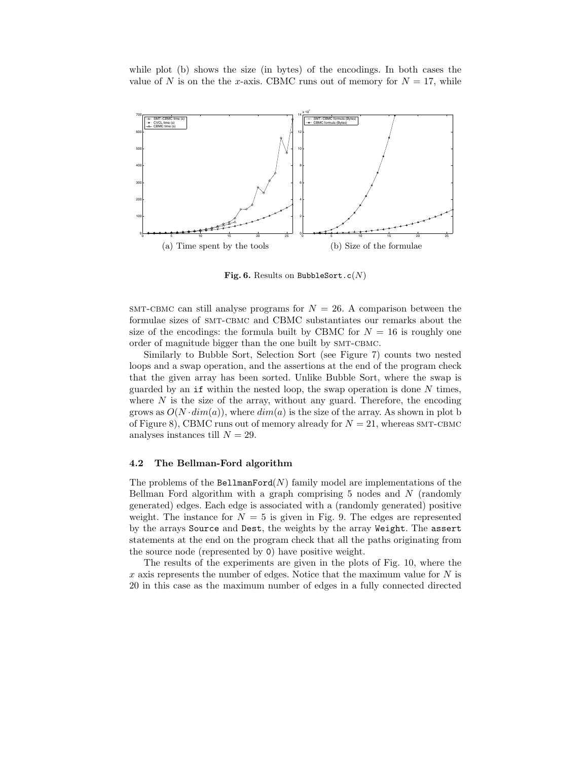while plot (b) shows the size (in bytes) of the encodings. In both cases the value of $N$ is on the the $x$-axis. CBMC runs out of memory for $N = 17$, while

(a) Time spent by the tools

(b) Size of the formulae

**Fig. 6.** Results on `BubbleSort.c`($N$)

SMT-CBMC can still analyse programs for $N = 26$. A comparison between the formulae sizes of SMT-CBMC and CBMC substantiates our remarks about the size of the encodings: the formula built by CBMC for $N = 16$ is roughly one order of magnitude bigger than the one built by SMT-CBMC.

Similarly to Bubble Sort, Selection Sort (see Figure 7) counts two nested loops and a swap operation, and the assertions at the end of the program check that the given array has been sorted. Unlike Bubble Sort, where the swap is guarded by an `if` within the nested loop, the swap operation is done $N$ times, where $N$ is the size of the array, without any guard. Therefore, the encoding grows as $O(N \cdot dim(a))$, where $dim(a)$ is the size of the array. As shown in plot b of Figure 8), CBMC runs out of memory already for $N = 21$, whereas SMT-CBMC analyses instances till $N = 29$.

### 4.2 The Bellman-Ford algorithm

The problems of the `BellmanFord`($N$) family model are implementations of the Bellman Ford algorithm with a graph comprising 5 nodes and $N$ (randomly generated) edges. Each edge is associated with a (randomly generated) positive weight. The instance for $N = 5$ is given in Fig. 9. The edges are represented by the arrays `Source` and `Dest`, the weights by the array `Weight`. The `assert` statements at the end on the program check that all the paths originating from the source node (represented by `0`) have positive weight.

The results of the experiments are given in the plots of Fig. 10, where the $x$ axis represents the number of edges. Notice that the maximum value for $N$ is 20 in this case as the maximum number of edges in a fully connected directed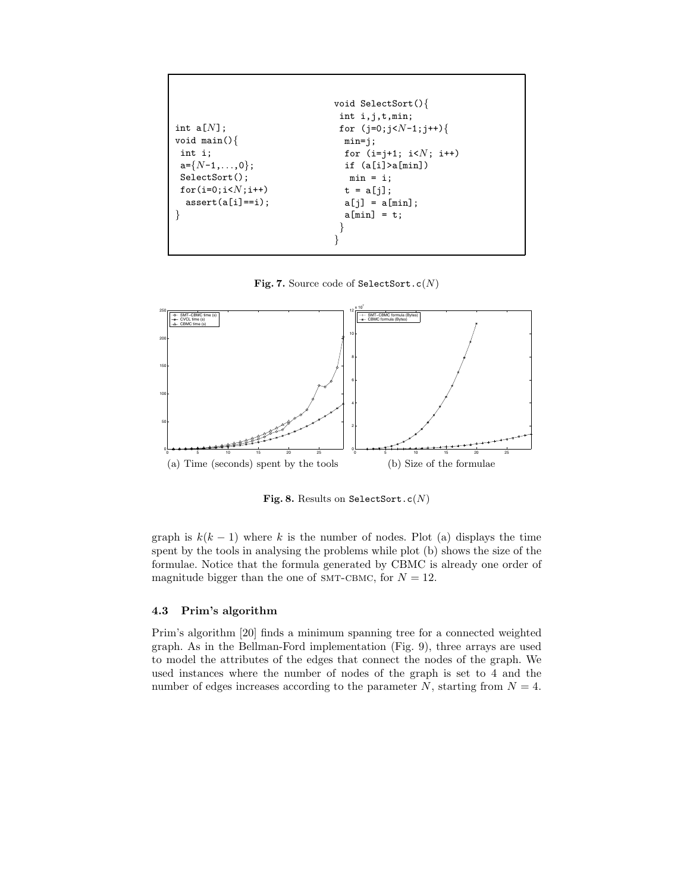```
int a[N];
void main(){
 int i;
 a={N-1,...,0};
 SelectSort();
 for(i=0;i<N;i++)
  assert(a[i]==i);
}
```

```
void SelectSort(){
 int i,j,t,min;
 for (j=0;j<N-1;j++){
  min=j;
  for (i=j+1; i<N; i++)
  if (a[i]>a[min])
   min = i;
  t = a[j];
  a[j] = a[min];
  a[min] = t;
 }
}
```

**Fig. 7.** Source code of `SelectSort.c`($N$)

(a) Time (seconds) spent by the tools

(b) Size of the formulae

**Fig. 8.** Results on `SelectSort.c`($N$)

graph is $k(k-1)$ where $k$ is the number of nodes. Plot (a) displays the time spent by the tools in analysing the problems while plot (b) shows the size of the formulae. Notice that the formula generated by CBMC is already one order of magnitude bigger than the one of SMT-CBMC, for $N = 12$.

### 4.3 Prim's algorithm

Prim's algorithm [20] finds a minimum spanning tree for a connected weighted graph. As in the Bellman-Ford implementation (Fig. 9), three arrays are used to model the attributes of the edges that connect the nodes of the graph. We used instances where the number of nodes of the graph is set to 4 and the number of edges increases according to the parameter $N$, starting from $N = 4$.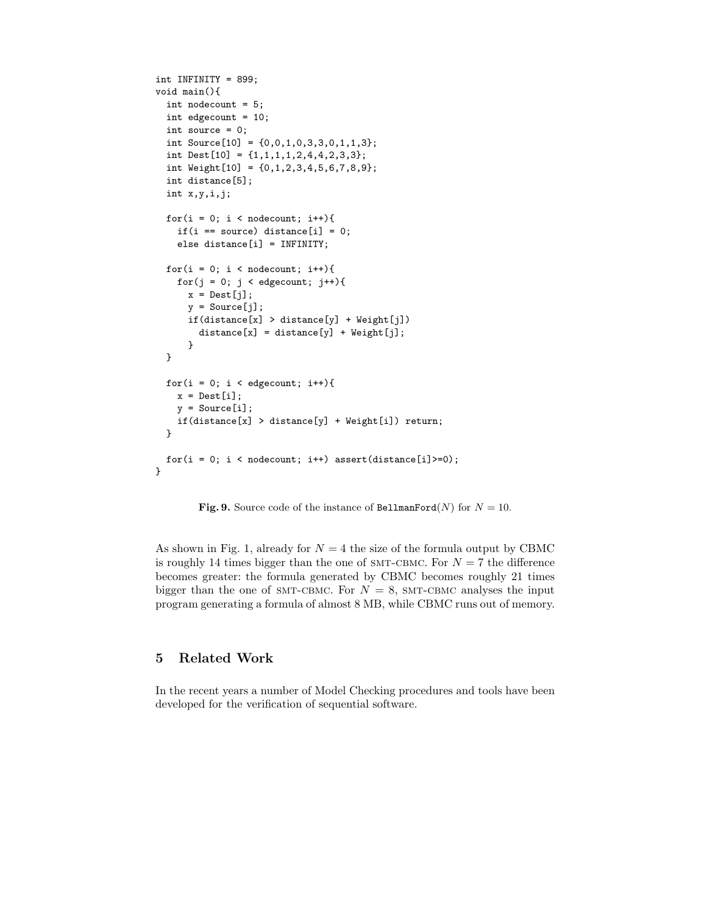```c
int INFINITY = 899;
void main(){
  int nodecount = 5;
  int edgecount = 10;
  int source = 0;
  int Source[10] = {0,0,1,0,3,3,0,1,1,3};
  int Dest[10] = {1,1,1,1,2,4,4,2,3,3};
  int Weight[10] = {0,1,2,3,4,5,6,7,8,9};
  int distance[5];
  int x,y,i,j;

  for(i = 0; i < nodecount; i++){
    if(i == source) distance[i] = 0;
    else distance[i] = INFINITY;

  for(i = 0; i < nodecount; i++){
    for(j = 0; j < edgecount; j++){
      x = Dest[j];
      y = Source[j];
      if(distance[x] > distance[y] + Weight[j])
        distance[x] = distance[y] + Weight[j];
      }
  }

  for(i = 0; i < edgecount; i++){
    x = Dest[i];
    y = Source[i];
    if(distance[x] > distance[y] + Weight[i]) return;
  }

  for(i = 0; i < nodecount; i++) assert(distance[i]>=0);
}
```

**Fig. 9.** Source code of the instance of `BellmanFord`($N$) for $N = 10$.

As shown in Fig. 1, already for $N = 4$ the size of the formula output by CBMC is roughly 14 times bigger than the one of SMT-CBMC. For $N = 7$ the difference becomes greater: the formula generated by CBMC becomes roughly 21 times bigger than the one of SMT-CBMC. For $N = 8$, SMT-CBMC analyses the input program generating a formula of almost 8 MB, while CBMC runs out of memory.

## 5 Related Work

In the recent years a number of Model Checking procedures and tools have been developed for the verification of sequential software.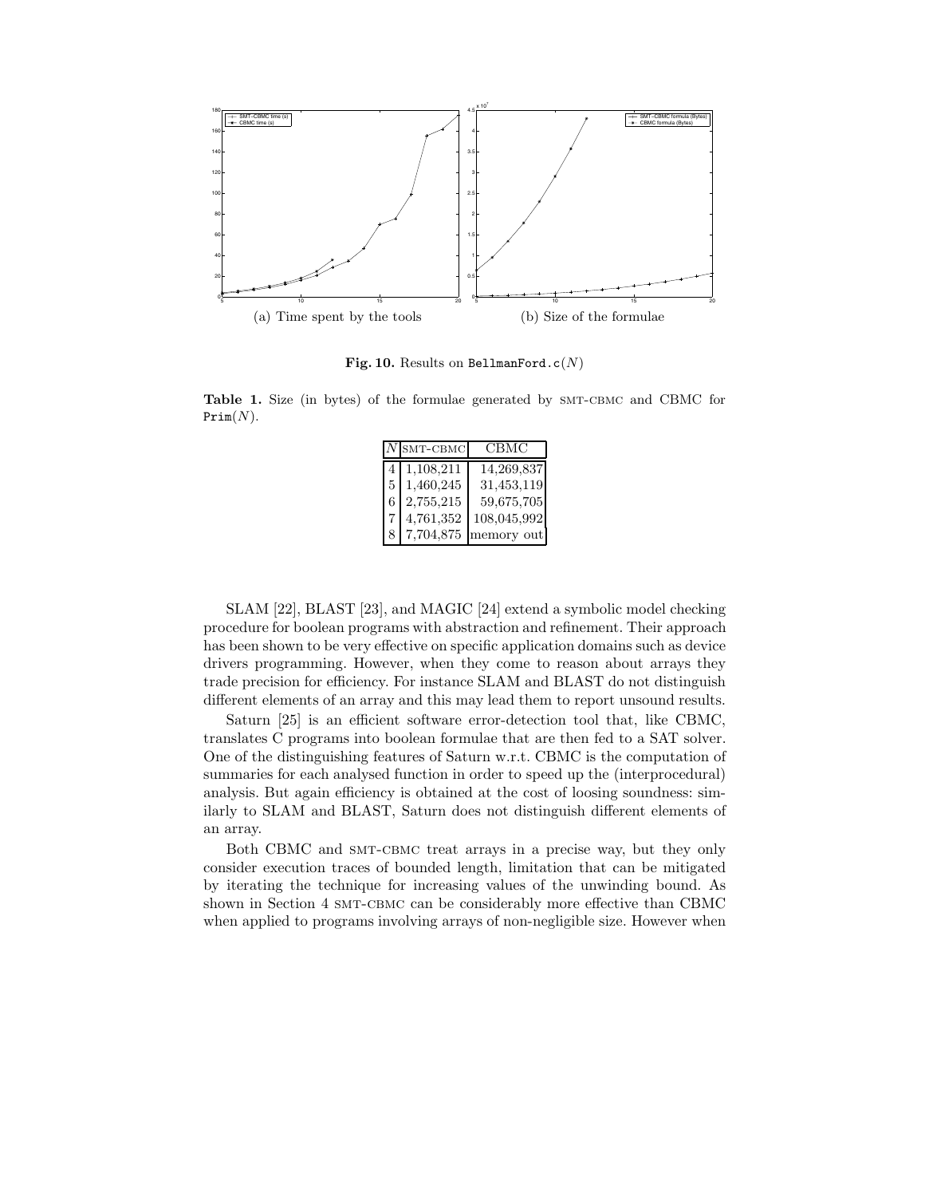(a) Time spent by the tools

(b) Size of the formulae

**Fig. 10.** Results on `BellmanFord.c`($N$)

**Table 1.** Size (in bytes) of the formulae generated by SMT-CBMC and CBMC for `Prim`($N$).

| $N$ | SMT-CBMC | CBMC |
|---|---|---|
| 4 | 1,108,211 | 14,269,837 |
| 5 | 1,460,245 | 31,453,119 |
| 6 | 2,755,215 | 59,675,705 |
| 7 | 4,761,352 | 108,045,992 |
| 8 | 7,704,875 | memory out |

SLAM [22], BLAST [23], and MAGIC [24] extend a symbolic model checking procedure for boolean programs with abstraction and refinement. Their approach has been shown to be very effective on specific application domains such as device drivers programming. However, when they come to reason about arrays they trade precision for efficiency. For instance SLAM and BLAST do not distinguish different elements of an array and this may lead them to report unsound results.

Saturn [25] is an efficient software error-detection tool that, like CBMC, translates C programs into boolean formulae that are then fed to a SAT solver. One of the distinguishing features of Saturn w.r.t. CBMC is the computation of summaries for each analysed function in order to speed up the (interprocedural) analysis. But again efficiency is obtained at the cost of loosing soundness: similarly to SLAM and BLAST, Saturn does not distinguish different elements of an array.

Both CBMC and SMT-CBMC treat arrays in a precise way, but they only consider execution traces of bounded length, limitation that can be mitigated by iterating the technique for increasing values of the unwinding bound. As shown in Section 4 SMT-CBMC can be considerably more effective than CBMC when applied to programs involving arrays of non-negligible size. However when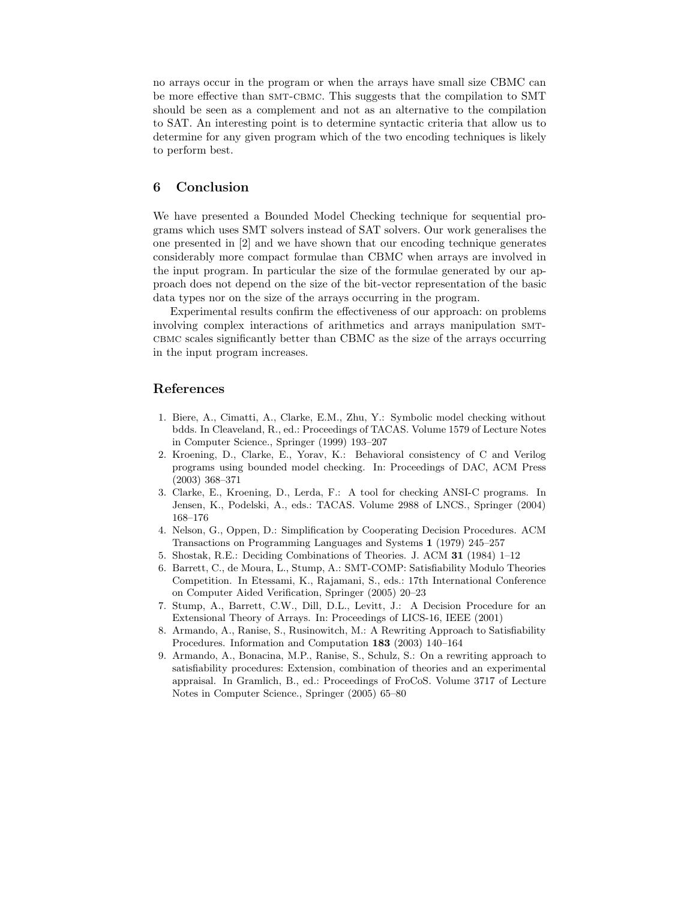no arrays occur in the program or when the arrays have small size CBMC can be more effective than SMT-CBMC. This suggests that the compilation to SMT should be seen as a complement and not as an alternative to the compilation to SAT. An interesting point is to determine syntactic criteria that allow us to determine for any given program which of the two encoding techniques is likely to perform best.

## 6 Conclusion

We have presented a Bounded Model Checking technique for sequential programs which uses SMT solvers instead of SAT solvers. Our work generalises the one presented in [2] and we have shown that our encoding technique generates considerably more compact formulae than CBMC when arrays are involved in the input program. In particular the size of the formulae generated by our approach does not depend on the size of the bit-vector representation of the basic data types nor on the size of the arrays occurring in the program.

Experimental results confirm the effectiveness of our approach: on problems involving complex interactions of arithmetics and arrays manipulation SMT-CBMC scales significantly better than CBMC as the size of the arrays occurring in the input program increases.

## References

1. Biere, A., Cimatti, A., Clarke, E.M., Zhu, Y.: Symbolic model checking without bdds. In Cleaveland, R., ed.: Proceedings of TACAS. Volume 1579 of Lecture Notes in Computer Science., Springer (1999) 193–207
2. Kroening, D., Clarke, E., Yorav, K.: Behavioral consistency of C and Verilog programs using bounded model checking. In: Proceedings of DAC, ACM Press (2003) 368–371
3. Clarke, E., Kroening, D., Lerda, F.: A tool for checking ANSI-C programs. In Jensen, K., Podelski, A., eds.: TACAS. Volume 2988 of LNCS., Springer (2004) 168–176
4. Nelson, G., Oppen, D.: Simplification by Cooperating Decision Procedures. ACM Transactions on Programming Languages and Systems **1** (1979) 245–257
5. Shostak, R.E.: Deciding Combinations of Theories. J. ACM **31** (1984) 1–12
6. Barrett, C., de Moura, L., Stump, A.: SMT-COMP: Satisfiability Modulo Theories Competition. In Etessami, K., Rajamani, S., eds.: 17th International Conference on Computer Aided Verification, Springer (2005) 20–23
7. Stump, A., Barrett, C.W., Dill, D.L., Levitt, J.: A Decision Procedure for an Extensional Theory of Arrays. In: Proceedings of LICS-16, IEEE (2001)
8. Armando, A., Ranise, S., Rusinowitch, M.: A Rewriting Approach to Satisfiability Procedures. Information and Computation **183** (2003) 140–164
9. Armando, A., Bonacina, M.P., Ranise, S., Schulz, S.: On a rewriting approach to satisfiability procedures: Extension, combination of theories and an experimental appraisal. In Gramlich, B., ed.: Proceedings of FroCoS. Volume 3717 of Lecture Notes in Computer Science., Springer (2005) 65–80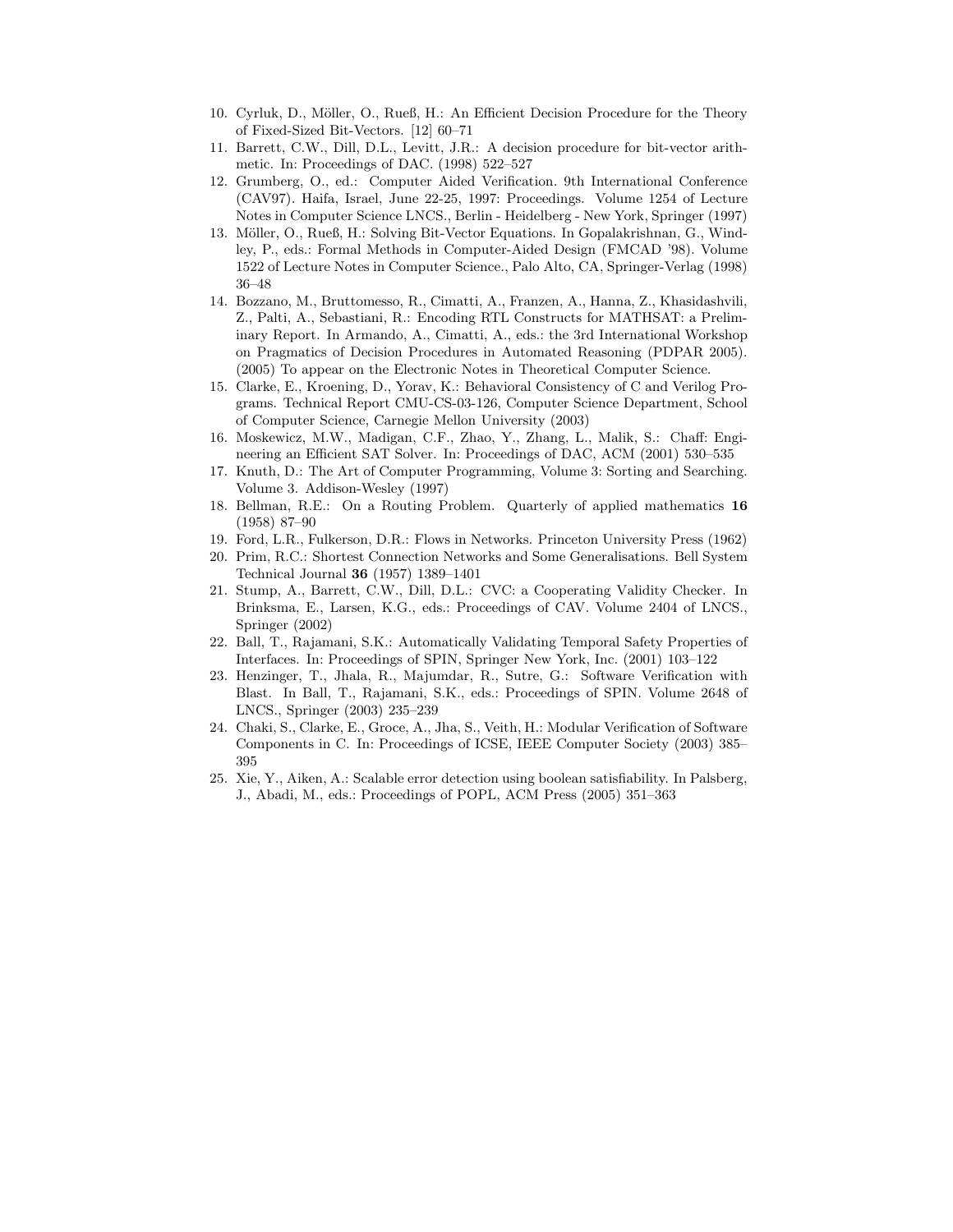10. Cyrluk, D., Möller, O., Rueß, H.: An Efficient Decision Procedure for the Theory of Fixed-Sized Bit-Vectors. [12] 60–71
11. Barrett, C.W., Dill, D.L., Levitt, J.R.: A decision procedure for bit-vector arithmetic. In: Proceedings of DAC. (1998) 522–527
12. Grumberg, O., ed.: Computer Aided Verification. 9th International Conference (CAV97). Haifa, Israel, June 22-25, 1997: Proceedings. Volume 1254 of Lecture Notes in Computer Science LNCS., Berlin - Heidelberg - New York, Springer (1997)
13. Möller, O., Rueß, H.: Solving Bit-Vector Equations. In Gopalakrishnan, G., Windley, P., eds.: Formal Methods in Computer-Aided Design (FMCAD '98). Volume 1522 of Lecture Notes in Computer Science., Palo Alto, CA, Springer-Verlag (1998) 36–48
14. Bozzano, M., Bruttomesso, R., Cimatti, A., Franzen, A., Hanna, Z., Khasidashvili, Z., Palti, A., Sebastiani, R.: Encoding RTL Constructs for MATHSAT: a Preliminary Report. In Armando, A., Cimatti, A., eds.: the 3rd International Workshop on Pragmatics of Decision Procedures in Automated Reasoning (PDPAR 2005). (2005) To appear on the Electronic Notes in Theoretical Computer Science.
15. Clarke, E., Kroening, D., Yorav, K.: Behavioral Consistency of C and Verilog Programs. Technical Report CMU-CS-03-126, Computer Science Department, School of Computer Science, Carnegie Mellon University (2003)
16. Moskewicz, M.W., Madigan, C.F., Zhao, Y., Zhang, L., Malik, S.: Chaff: Engineering an Efficient SAT Solver. In: Proceedings of DAC, ACM (2001) 530–535
17. Knuth, D.: The Art of Computer Programming, Volume 3: Sorting and Searching. Volume 3. Addison-Wesley (1997)
18. Bellman, R.E.: On a Routing Problem. Quarterly of applied mathematics **16** (1958) 87–90
19. Ford, L.R., Fulkerson, D.R.: Flows in Networks. Princeton University Press (1962)
20. Prim, R.C.: Shortest Connection Networks and Some Generalisations. Bell System Technical Journal **36** (1957) 1389–1401
21. Stump, A., Barrett, C.W., Dill, D.L.: CVC: a Cooperating Validity Checker. In Brinksma, E., Larsen, K.G., eds.: Proceedings of CAV. Volume 2404 of LNCS., Springer (2002)
22. Ball, T., Rajamani, S.K.: Automatically Validating Temporal Safety Properties of Interfaces. In: Proceedings of SPIN, Springer New York, Inc. (2001) 103–122
23. Henzinger, T., Jhala, R., Majumdar, R., Sutre, G.: Software Verification with Blast. In Ball, T., Rajamani, S.K., eds.: Proceedings of SPIN. Volume 2648 of LNCS., Springer (2003) 235–239
24. Chaki, S., Clarke, E., Groce, A., Jha, S., Veith, H.: Modular Verification of Software Components in C. In: Proceedings of ICSE, IEEE Computer Society (2003) 385–395
25. Xie, Y., Aiken, A.: Scalable error detection using boolean satisfiability. In Palsberg, J., Abadi, M., eds.: Proceedings of POPL, ACM Press (2005) 351–363